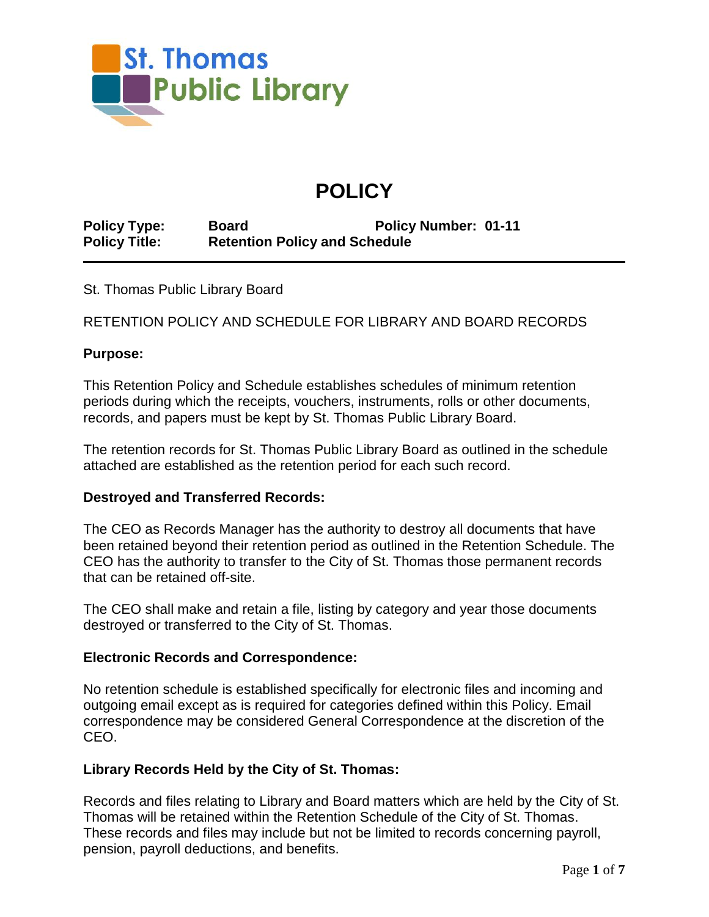St. Thomas Public Library

# POLICY

**Policy Type:** **Board** **Policy Number: 01-11**
**Policy Title:** **Retention Policy and Schedule**

---

St. Thomas Public Library Board

RETENTION POLICY AND SCHEDULE FOR LIBRARY AND BOARD RECORDS

**Purpose:**

This Retention Policy and Schedule establishes schedules of minimum retention periods during which the receipts, vouchers, instruments, rolls or other documents, records, and papers must be kept by St. Thomas Public Library Board.

The retention records for St. Thomas Public Library Board as outlined in the schedule attached are established as the retention period for each such record.

**Destroyed and Transferred Records:**

The CEO as Records Manager has the authority to destroy all documents that have been retained beyond their retention period as outlined in the Retention Schedule. The CEO has the authority to transfer to the City of St. Thomas those permanent records that can be retained off-site.

The CEO shall make and retain a file, listing by category and year those documents destroyed or transferred to the City of St. Thomas.

**Electronic Records and Correspondence:**

No retention schedule is established specifically for electronic files and incoming and outgoing email except as is required for categories defined within this Policy. Email correspondence may be considered General Correspondence at the discretion of the CEO.

**Library Records Held by the City of St. Thomas:**

Records and files relating to Library and Board matters which are held by the City of St. Thomas will be retained within the Retention Schedule of the City of St. Thomas. These records and files may include but not be limited to records concerning payroll, pension, payroll deductions, and benefits.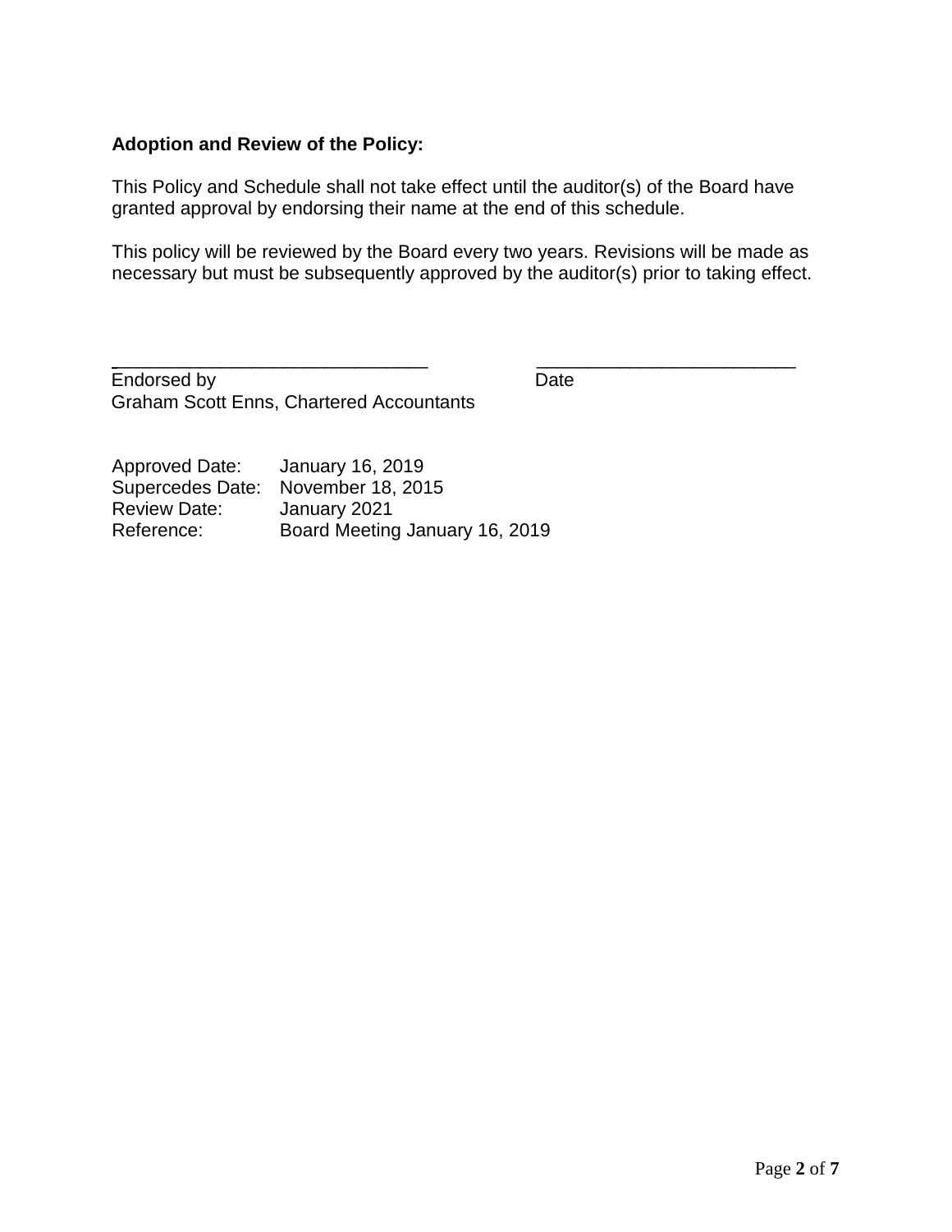**Adoption and Review of the Policy:**

This Policy and Schedule shall not take effect until the auditor(s) of the Board have granted approval by endorsing their name at the end of this schedule.

This policy will be reviewed by the Board every two years. Revisions will be made as necessary but must be subsequently approved by the auditor(s) prior to taking effect.

_______________________________ _________________________

Endorsed by Date
Graham Scott Enns, Chartered Accountants

Approved Date: January 16, 2019
Supercedes Date: November 18, 2015
Review Date: January 2021
Reference: Board Meeting January 16, 2019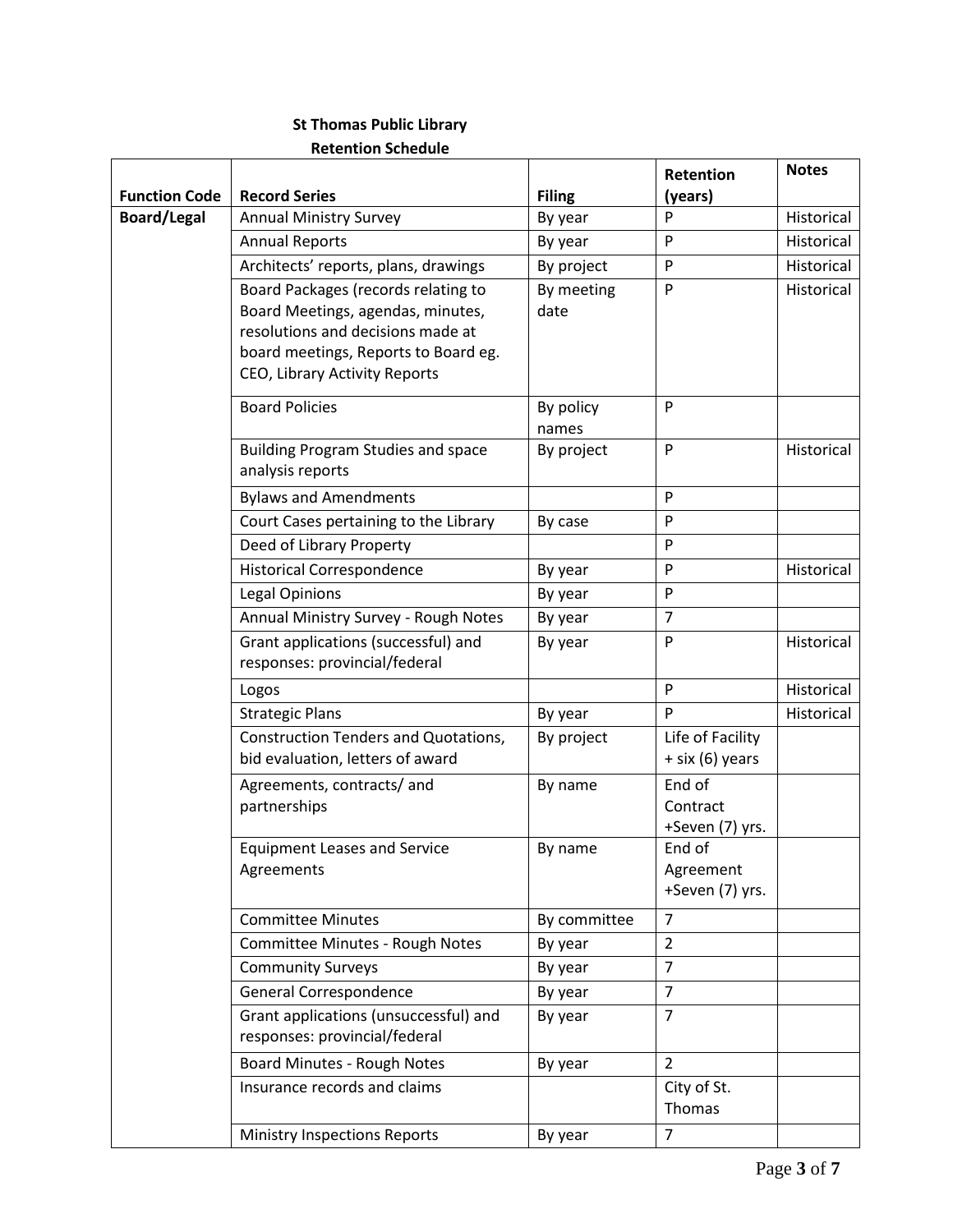**St Thomas Public Library**

**Retention Schedule**

| Function Code | Record Series | Filing | Retention (years) | Notes |
|---|---|---|---|---|
| **Board/Legal** | Annual Ministry Survey | By year | P | Historical |
| | Annual Reports | By year | P | Historical |
| | Architects' reports, plans, drawings | By project | P | Historical |
| | Board Packages (records relating to Board Meetings, agendas, minutes, resolutions and decisions made at board meetings, Reports to Board eg. CEO, Library Activity Reports | By meeting date | P | Historical |
| | Board Policies | By policy names | P | |
| | Building Program Studies and space analysis reports | By project | P | Historical |
| | Bylaws and Amendments | | P | |
| | Court Cases pertaining to the Library | By case | P | |
| | Deed of Library Property | | P | |
| | Historical Correspondence | By year | P | Historical |
| | Legal Opinions | By year | P | |
| | Annual Ministry Survey - Rough Notes | By year | 7 | |
| | Grant applications (successful) and responses: provincial/federal | By year | P | Historical |
| | Logos | | P | Historical |
| | Strategic Plans | By year | P | Historical |
| | Construction Tenders and Quotations, bid evaluation, letters of award | By project | Life of Facility + six (6) years | |
| | Agreements, contracts/ and partnerships | By name | End of Contract +Seven (7) yrs. | |
| | Equipment Leases and Service Agreements | By name | End of Agreement +Seven (7) yrs. | |
| | Committee Minutes | By committee | 7 | |
| | Committee Minutes - Rough Notes | By year | 2 | |
| | Community Surveys | By year | 7 | |
| | General Correspondence | By year | 7 | |
| | Grant applications (unsuccessful) and responses: provincial/federal | By year | 7 | |
| | Board Minutes - Rough Notes | By year | 2 | |
| | Insurance records and claims | | City of St. Thomas | |
| | Ministry Inspections Reports | By year | 7 | |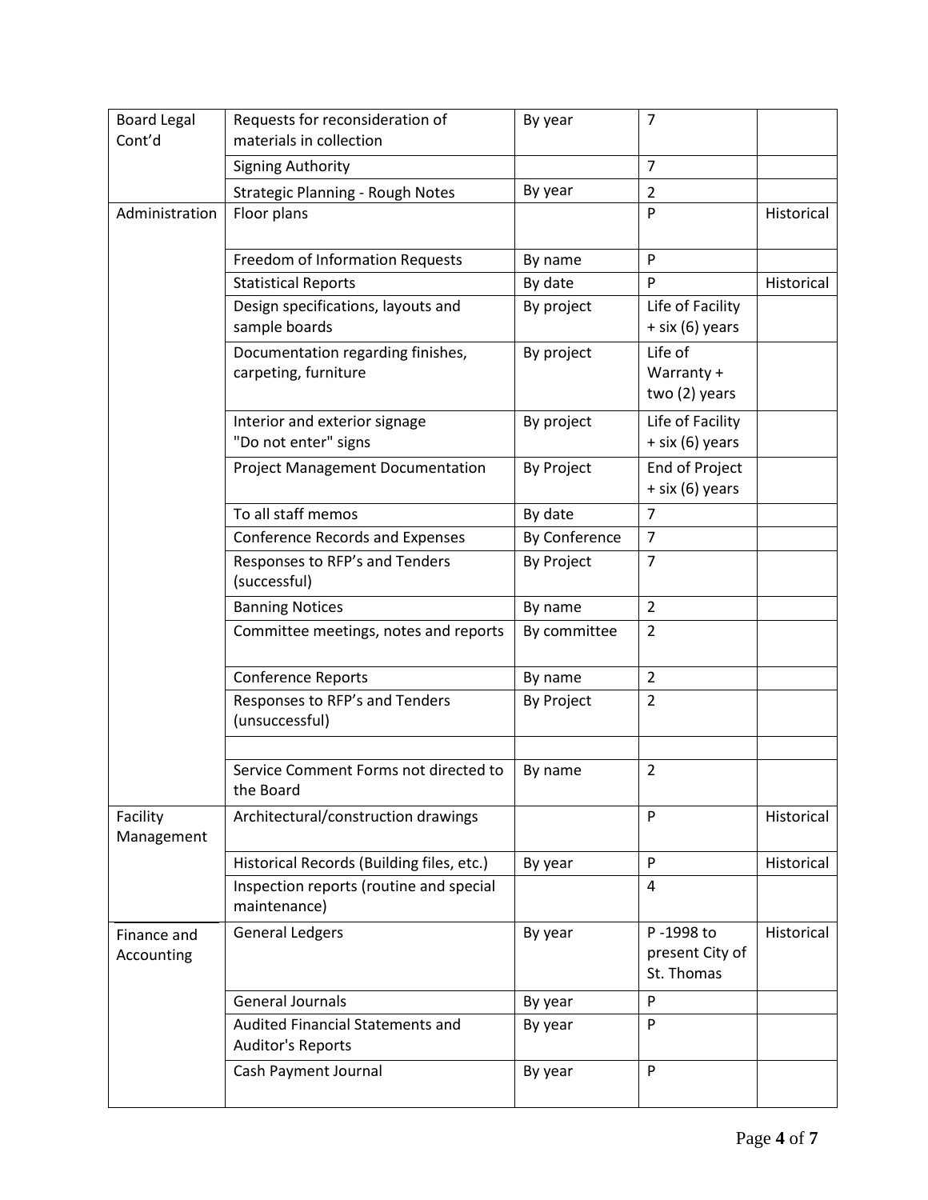| Board Legal Cont'd | Requests for reconsideration of materials in collection | By year | 7 | |
|---|---|---|---|---|
| | Signing Authority | | 7 | |
| | Strategic Planning - Rough Notes | By year | 2 | |
| Administration | Floor plans | | P | Historical |
| | Freedom of Information Requests | By name | P | |
| | Statistical Reports | By date | P | Historical |
| | Design specifications, layouts and sample boards | By project | Life of Facility + six (6) years | |
| | Documentation regarding finishes, carpeting, furniture | By project | Life of Warranty + two (2) years | |
| | Interior and exterior signage "Do not enter" signs | By project | Life of Facility + six (6) years | |
| | Project Management Documentation | By Project | End of Project + six (6) years | |
| | To all staff memos | By date | 7 | |
| | Conference Records and Expenses | By Conference | 7 | |
| | Responses to RFP's and Tenders (successful) | By Project | 7 | |
| | Banning Notices | By name | 2 | |
| | Committee meetings, notes and reports | By committee | 2 | |
| | Conference Reports | By name | 2 | |
| | Responses to RFP's and Tenders (unsuccessful) | By Project | 2 | |
| | | | | |
| | Service Comment Forms not directed to the Board | By name | 2 | |
| Facility Management | Architectural/construction drawings | | P | Historical |
| | Historical Records (Building files, etc.) | By year | P | Historical |
| | Inspection reports (routine and special maintenance) | | 4 | |
| Finance and Accounting | General Ledgers | By year | P -1998 to present City of St. Thomas | Historical |
| | General Journals | By year | P | |
| | Audited Financial Statements and Auditor's Reports | By year | P | |
| | Cash Payment Journal | By year | P | |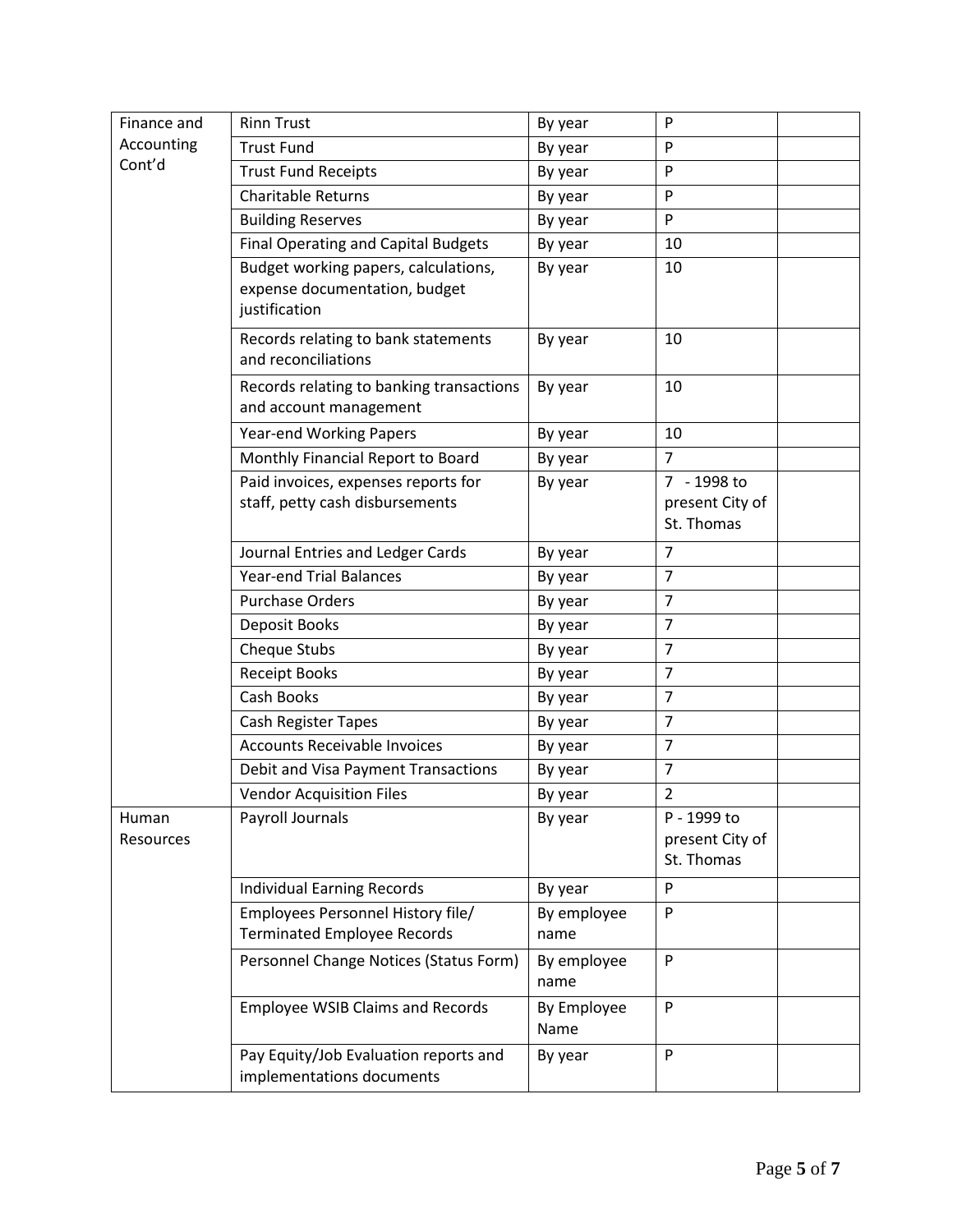| Finance and Accounting Cont'd | Rinn Trust | By year | P | |
|---|---|---|---|---|
| | Trust Fund | By year | P | |
| | Trust Fund Receipts | By year | P | |
| | Charitable Returns | By year | P | |
| | Building Reserves | By year | P | |
| | Final Operating and Capital Budgets | By year | 10 | |
| | Budget working papers, calculations, expense documentation, budget justification | By year | 10 | |
| | Records relating to bank statements and reconciliations | By year | 10 | |
| | Records relating to banking transactions and account management | By year | 10 | |
| | Year-end Working Papers | By year | 10 | |
| | Monthly Financial Report to Board | By year | 7 | |
| | Paid invoices, expenses reports for staff, petty cash disbursements | By year | 7 - 1998 to present City of St. Thomas | |
| | Journal Entries and Ledger Cards | By year | 7 | |
| | Year-end Trial Balances | By year | 7 | |
| | Purchase Orders | By year | 7 | |
| | Deposit Books | By year | 7 | |
| | Cheque Stubs | By year | 7 | |
| | Receipt Books | By year | 7 | |
| | Cash Books | By year | 7 | |
| | Cash Register Tapes | By year | 7 | |
| | Accounts Receivable Invoices | By year | 7 | |
| | Debit and Visa Payment Transactions | By year | 7 | |
| | Vendor Acquisition Files | By year | 2 | |
| Human Resources | Payroll Journals | By year | P - 1999 to present City of St. Thomas | |
| | Individual Earning Records | By year | P | |
| | Employees Personnel History file/ Terminated Employee Records | By employee name | P | |
| | Personnel Change Notices (Status Form) | By employee name | P | |
| | Employee WSIB Claims and Records | By Employee Name | P | |
| | Pay Equity/Job Evaluation reports and implementations documents | By year | P | |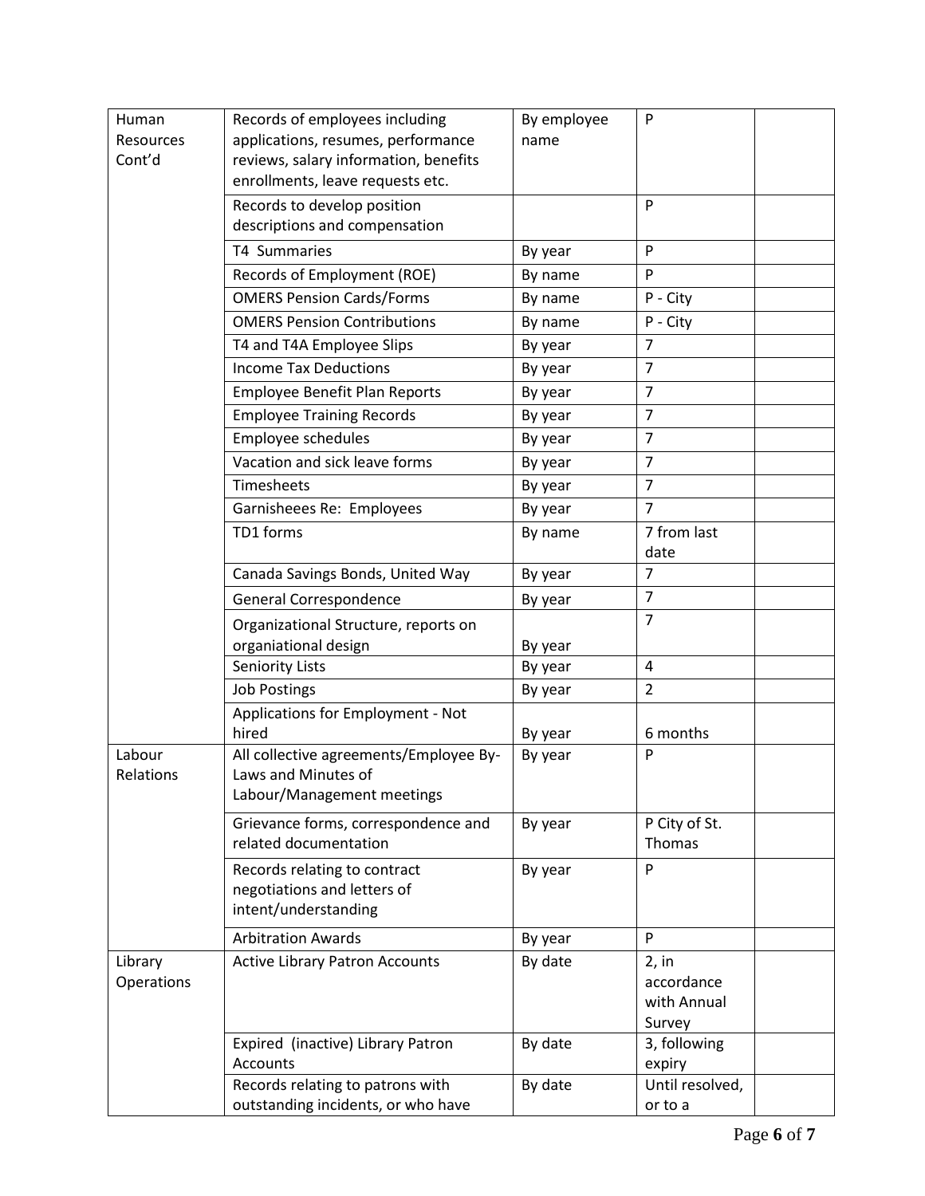| Human Resources Cont'd | Records of employees including applications, resumes, performance reviews, salary information, benefits enrollments, leave requests etc. | By employee name | P | |
|---|---|---|---|---|
| | Records to develop position descriptions and compensation | | P | |
| | T4 Summaries | By year | P | |
| | Records of Employment (ROE) | By name | P | |
| | OMERS Pension Cards/Forms | By name | P - City | |
| | OMERS Pension Contributions | By name | P - City | |
| | T4 and T4A Employee Slips | By year | 7 | |
| | Income Tax Deductions | By year | 7 | |
| | Employee Benefit Plan Reports | By year | 7 | |
| | Employee Training Records | By year | 7 | |
| | Employee schedules | By year | 7 | |
| | Vacation and sick leave forms | By year | 7 | |
| | Timesheets | By year | 7 | |
| | Garnisheees Re: Employees | By year | 7 | |
| | TD1 forms | By name | 7 from last date | |
| | Canada Savings Bonds, United Way | By year | 7 | |
| | General Correspondence | By year | 7 | |
| | Organizational Structure, reports on organiational design | By year | 7 | |
| | Seniority Lists | By year | 4 | |
| | Job Postings | By year | 2 | |
| | Applications for Employment - Not hired | By year | 6 months | |
| Labour Relations | All collective agreements/Employee By-Laws and Minutes of Labour/Management meetings | By year | P | |
| | Grievance forms, correspondence and related documentation | By year | P City of St. Thomas | |
| | Records relating to contract negotiations and letters of intent/understanding | By year | P | |
| | Arbitration Awards | By year | P | |
| Library Operations | Active Library Patron Accounts | By date | 2, in accordance with Annual Survey | |
| | Expired (inactive) Library Patron Accounts | By date | 3, following expiry | |
| | Records relating to patrons with outstanding incidents, or who have | By date | Until resolved, or to a | |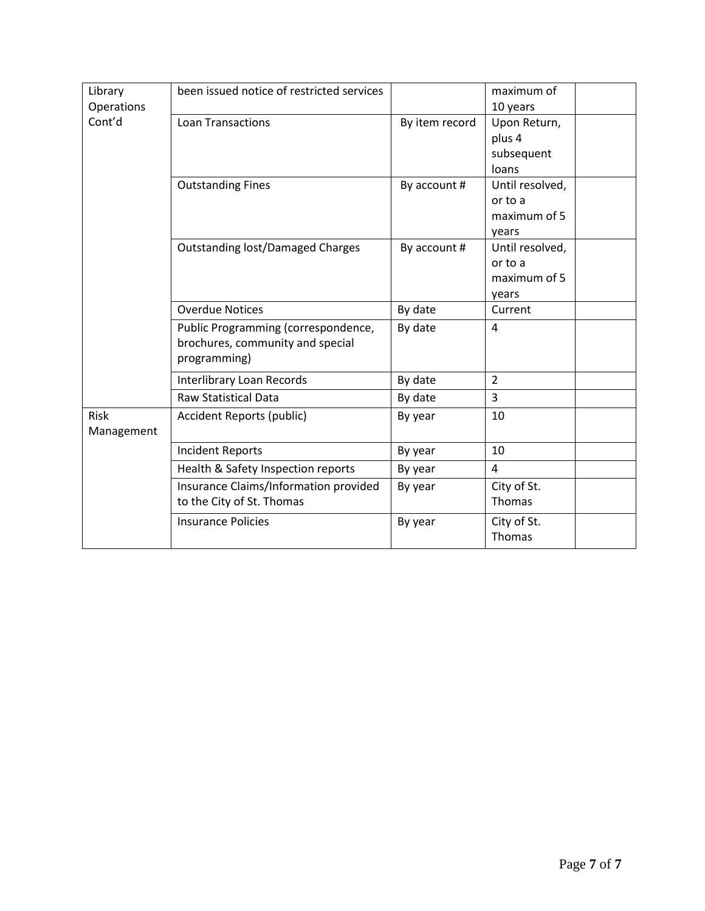| | | | | |
|---|---|---|---|---|
| Library Operations Cont'd | been issued notice of restricted services | | maximum of 10 years | |
| | Loan Transactions | By item record | Upon Return, plus 4 subsequent loans | |
| | Outstanding Fines | By account # | Until resolved, or to a maximum of 5 years | |
| | Outstanding lost/Damaged Charges | By account # | Until resolved, or to a maximum of 5 years | |
| | Overdue Notices | By date | Current | |
| | Public Programming (correspondence, brochures, community and special programming) | By date | 4 | |
| | Interlibrary Loan Records | By date | 2 | |
| | Raw Statistical Data | By date | 3 | |
| Risk Management | Accident Reports (public) | By year | 10 | |
| | Incident Reports | By year | 10 | |
| | Health & Safety Inspection reports | By year | 4 | |
| | Insurance Claims/Information provided to the City of St. Thomas | By year | City of St. Thomas | |
| | Insurance Policies | By year | City of St. Thomas | |